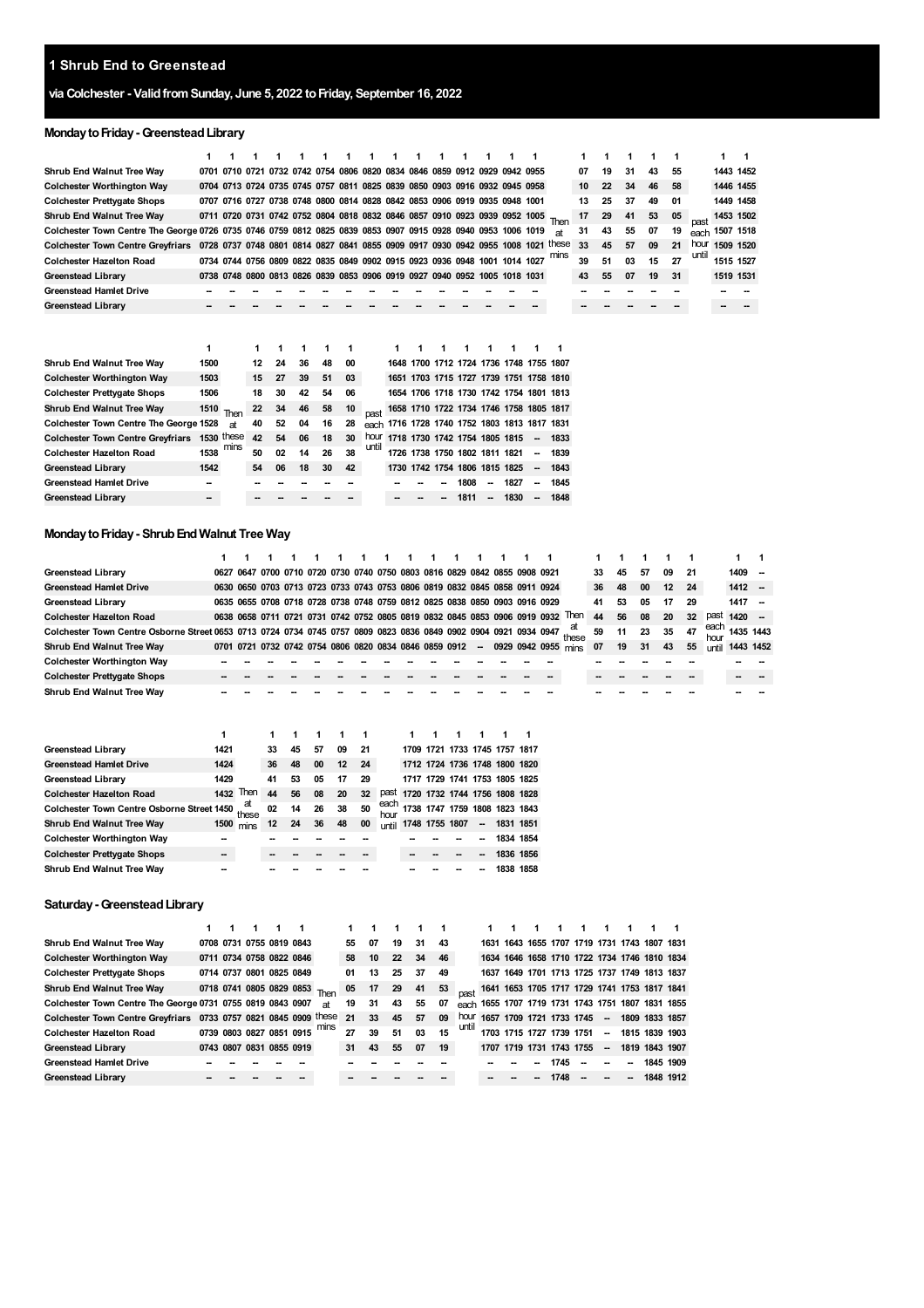# 1 Shrub End to Greenstead

## via Colchester - Valid from Sunday, June 5, 2022 to Friday, September 16, 2022

### Monday to Friday - Greenstead Library

| | 1 | 1 | 1 | 1 | 1 | 1 | 1 | 1 | 1 | 1 | 1 | 1 | 1 | 1 | 1 | | 1 | 1 | 1 | 1 | 1 | | 1 | 1 |
|---|---|---|---|---|---|---|---|---|---|---|---|---|---|---|---|---|---|---|---|---|---|---|---|---|
| Shrub End Walnut Tree Way | 0701 | 0710 | 0721 | 0732 | 0742 | 0754 | 0806 | 0820 | 0834 | 0846 | 0859 | 0912 | 0929 | 0942 | 0955 | | 07 | 19 | 31 | 43 | 55 | | 1443 | 1452 |
| Colchester Worthington Way | 0704 | 0713 | 0724 | 0735 | 0745 | 0757 | 0811 | 0825 | 0839 | 0850 | 0903 | 0916 | 0932 | 0945 | 0958 | | 10 | 22 | 34 | 46 | 58 | | 1446 | 1455 |
| Colchester Prettygate Shops | 0707 | 0716 | 0727 | 0738 | 0748 | 0800 | 0814 | 0828 | 0842 | 0853 | 0906 | 0919 | 0935 | 0948 | 1001 | | 13 | 25 | 37 | 49 | 01 | | 1449 | 1458 |
| Shrub End Walnut Tree Way | 0711 | 0720 | 0731 | 0742 | 0752 | 0804 | 0818 | 0832 | 0846 | 0857 | 0910 | 0923 | 0939 | 0952 | 1005 | Then | 17 | 29 | 41 | 53 | 05 | past | 1453 | 1502 |
| Colchester Town Centre The George | 0726 | 0735 | 0746 | 0759 | 0812 | 0825 | 0839 | 0853 | 0907 | 0915 | 0928 | 0940 | 0953 | 1006 | 1019 | at | 31 | 43 | 55 | 07 | 19 | each | 1507 | 1518 |
| Colchester Town Centre Greyfriars | 0728 | 0737 | 0748 | 0801 | 0814 | 0827 | 0841 | 0855 | 0909 | 0917 | 0930 | 0942 | 0955 | 1008 | 1021 | these | 33 | 45 | 57 | 09 | 21 | hour | 1509 | 1520 |
| Colchester Hazelton Road | 0734 | 0744 | 0756 | 0809 | 0822 | 0835 | 0849 | 0902 | 0915 | 0923 | 0936 | 0948 | 1001 | 1014 | 1027 | mins | 39 | 51 | 03 | 15 | 27 | until | 1515 | 1527 |
| Greenstead Library | 0738 | 0748 | 0800 | 0813 | 0826 | 0839 | 0853 | 0906 | 0919 | 0927 | 0940 | 0952 | 1005 | 1018 | 1031 | | 43 | 55 | 07 | 19 | 31 | | 1519 | 1531 |
| Greenstead Hamlet Drive | -- | -- | -- | -- | -- | -- | -- | -- | -- | -- | -- | -- | -- | -- | -- | | -- | -- | -- | -- | -- | | -- | -- |
| Greenstead Library | -- | -- | -- | -- | -- | -- | -- | -- | -- | -- | -- | -- | -- | -- | -- | | -- | -- | -- | -- | -- | | -- | -- |

| | 1 | | 1 | 1 | 1 | 1 | 1 | | 1 | 1 | 1 | 1 | 1 | 1 | 1 | 1 |
|---|---|---|---|---|---|---|---|---|---|---|---|---|---|---|---|---|
| Shrub End Walnut Tree Way | 1500 | | 12 | 24 | 36 | 48 | 00 | | 1648 | 1700 | 1712 | 1724 | 1736 | 1748 | 1755 | 1807 |
| Colchester Worthington Way | 1503 | | 15 | 27 | 39 | 51 | 03 | | 1651 | 1703 | 1715 | 1727 | 1739 | 1751 | 1758 | 1810 |
| Colchester Prettygate Shops | 1506 | | 18 | 30 | 42 | 54 | 06 | | 1654 | 1706 | 1718 | 1730 | 1742 | 1754 | 1801 | 1813 |
| Shrub End Walnut Tree Way | 1510 | Then | 22 | 34 | 46 | 58 | 10 | past | 1658 | 1710 | 1722 | 1734 | 1746 | 1758 | 1805 | 1817 |
| Colchester Town Centre The George | 1528 | at | 40 | 52 | 04 | 16 | 28 | each | 1716 | 1728 | 1740 | 1752 | 1803 | 1813 | 1817 | 1831 |
| Colchester Town Centre Greyfriars | 1530 | these | 42 | 54 | 06 | 18 | 30 | hour | 1718 | 1730 | 1742 | 1754 | 1805 | 1815 | -- | 1833 |
| Colchester Hazelton Road | 1538 | mins | 50 | 02 | 14 | 26 | 38 | until | 1726 | 1738 | 1750 | 1802 | 1811 | 1821 | -- | 1839 |
| Greenstead Library | 1542 | | 54 | 06 | 18 | 30 | 42 | | 1730 | 1742 | 1754 | 1806 | 1815 | 1825 | -- | 1843 |
| Greenstead Hamlet Drive | -- | | -- | -- | -- | -- | -- | | -- | -- | -- | 1808 | -- | 1827 | -- | 1845 |
| Greenstead Library | -- | | -- | -- | -- | -- | -- | | -- | -- | -- | 1811 | -- | 1830 | -- | 1848 |

### Monday to Friday - Shrub End Walnut Tree Way

| | 1 | 1 | 1 | 1 | 1 | 1 | 1 | 1 | 1 | 1 | 1 | 1 | 1 | 1 | 1 | 1 | | 1 | 1 | 1 | 1 | 1 | | 1 | 1 |
|---|---|---|---|---|---|---|---|---|---|---|---|---|---|---|---|---|---|---|---|---|---|---|---|---|---|
| Greenstead Library | | 0627 | 0647 | 0700 | 0710 | 0720 | 0730 | 0740 | 0750 | 0803 | 0816 | 0829 | 0842 | 0855 | 0908 | 0921 | | 33 | 45 | 57 | 09 | 21 | | 1409 | -- |
| Greenstead Hamlet Drive | | 0630 | 0650 | 0703 | 0713 | 0723 | 0733 | 0743 | 0753 | 0806 | 0819 | 0832 | 0845 | 0858 | 0911 | 0924 | | 36 | 48 | 00 | 12 | 24 | | 1412 | -- |
| Greenstead Library | | 0635 | 0655 | 0708 | 0718 | 0728 | 0738 | 0748 | 0759 | 0812 | 0825 | 0838 | 0850 | 0903 | 0916 | 0929 | | 41 | 53 | 05 | 17 | 29 | | 1417 | -- |
| Colchester Hazelton Road | | 0638 | 0658 | 0711 | 0721 | 0731 | 0742 | 0752 | 0805 | 0819 | 0832 | 0845 | 0853 | 0906 | 0919 | 0932 | Then | 44 | 56 | 08 | 20 | 32 | past | 1420 | -- |
| Colchester Town Centre Osborne Street | 0653 | 0713 | 0724 | 0734 | 0745 | 0757 | 0809 | 0823 | 0836 | 0849 | 0902 | 0904 | 0921 | 0934 | 0947 | | at these | 59 | 11 | 23 | 35 | 47 | each hour | 1435 | 1443 |
| Shrub End Walnut Tree Way | 0701 | 0721 | 0732 | 0742 | 0754 | 0806 | 0820 | 0834 | 0846 | 0859 | 0912 | -- | 0929 | 0942 | 0955 | | mins | 07 | 19 | 31 | 43 | 55 | until | 1443 | 1452 |
| Colchester Worthington Way | -- | -- | -- | -- | -- | -- | -- | -- | -- | -- | -- | -- | -- | -- | -- | | | -- | -- | -- | -- | -- | | -- | -- |
| Colchester Prettygate Shops | -- | -- | -- | -- | -- | -- | -- | -- | -- | -- | -- | -- | -- | -- | -- | | | -- | -- | -- | -- | -- | | -- | -- |
| Shrub End Walnut Tree Way | -- | -- | -- | -- | -- | -- | -- | -- | -- | -- | -- | -- | -- | -- | -- | | | -- | -- | -- | -- | -- | | -- | -- |

| | 1 | | 1 | 1 | 1 | 1 | 1 | | 1 | 1 | 1 | 1 | 1 | 1 |
|---|---|---|---|---|---|---|---|---|---|---|---|---|---|---|
| Greenstead Library | 1421 | | 33 | 45 | 57 | 09 | 21 | | 1709 | 1721 | 1733 | 1745 | 1757 | 1817 |
| Greenstead Hamlet Drive | 1424 | | 36 | 48 | 00 | 12 | 24 | | 1712 | 1724 | 1736 | 1748 | 1800 | 1820 |
| Greenstead Library | 1429 | | 41 | 53 | 05 | 17 | 29 | | 1717 | 1729 | 1741 | 1753 | 1805 | 1825 |
| Colchester Hazelton Road | 1432 | Then | 44 | 56 | 08 | 20 | 32 | past | 1720 | 1732 | 1744 | 1756 | 1808 | 1828 |
| Colchester Town Centre Osborne Street | 1450 | at these | 02 | 14 | 26 | 38 | 50 | each hour | 1738 | 1747 | 1759 | 1808 | 1823 | 1843 |
| Shrub End Walnut Tree Way | 1500 | mins | 12 | 24 | 36 | 48 | 00 | until | 1748 | 1755 | 1807 | -- | 1831 | 1851 |
| Colchester Worthington Way | -- | | -- | -- | -- | -- | -- | | -- | -- | -- | -- | 1834 | 1854 |
| Colchester Prettygate Shops | -- | | -- | -- | -- | -- | -- | | -- | -- | -- | -- | 1836 | 1856 |
| Shrub End Walnut Tree Way | -- | | -- | -- | -- | -- | -- | | -- | -- | -- | -- | 1838 | 1858 |

### Saturday - Greenstead Library

| | 1 | 1 | 1 | 1 | 1 | | 1 | 1 | 1 | 1 | 1 | | 1 | 1 | 1 | 1 | 1 | 1 | 1 | 1 | 1 |
|---|---|---|---|---|---|---|---|---|---|---|---|---|---|---|---|---|---|---|---|---|---|
| Shrub End Walnut Tree Way | 0708 | 0731 | 0755 | 0819 | 0843 | | 55 | 07 | 19 | 31 | 43 | | 1631 | 1643 | 1655 | 1707 | 1719 | 1731 | 1743 | 1807 | 1831 |
| Colchester Worthington Way | 0711 | 0734 | 0758 | 0822 | 0846 | | 58 | 10 | 22 | 34 | 46 | | 1634 | 1646 | 1658 | 1710 | 1722 | 1734 | 1746 | 1810 | 1834 |
| Colchester Prettygate Shops | 0714 | 0737 | 0801 | 0825 | 0849 | | 01 | 13 | 25 | 37 | 49 | | 1637 | 1649 | 1701 | 1713 | 1725 | 1737 | 1749 | 1813 | 1837 |
| Shrub End Walnut Tree Way | 0718 | 0741 | 0805 | 0829 | 0853 | Then | 05 | 17 | 29 | 41 | 53 | past | 1641 | 1653 | 1705 | 1717 | 1729 | 1741 | 1753 | 1817 | 1841 |
| Colchester Town Centre The George | 0731 | 0755 | 0819 | 0843 | 0907 | at | 19 | 31 | 43 | 55 | 07 | each | 1655 | 1707 | 1719 | 1731 | 1743 | 1751 | 1807 | 1831 | 1855 |
| Colchester Town Centre Greyfriars | 0733 | 0757 | 0821 | 0845 | 0909 | these | 21 | 33 | 45 | 57 | 09 | hour | 1657 | 1709 | 1721 | 1733 | 1745 | -- | 1809 | 1833 | 1857 |
| Colchester Hazelton Road | 0739 | 0803 | 0827 | 0851 | 0915 | mins | 27 | 39 | 51 | 03 | 15 | until | 1703 | 1715 | 1727 | 1739 | 1751 | -- | 1815 | 1839 | 1903 |
| Greenstead Library | 0743 | 0807 | 0831 | 0855 | 0919 | | 31 | 43 | 55 | 07 | 19 | | 1707 | 1719 | 1731 | 1743 | 1755 | -- | 1819 | 1843 | 1907 |
| Greenstead Hamlet Drive | -- | -- | -- | -- | -- | | -- | -- | -- | -- | -- | | -- | -- | -- | 1745 | -- | -- | -- | 1845 | 1909 |
| Greenstead Library | -- | -- | -- | -- | -- | | -- | -- | -- | -- | -- | | -- | -- | -- | 1748 | -- | -- | -- | 1848 | 1912 |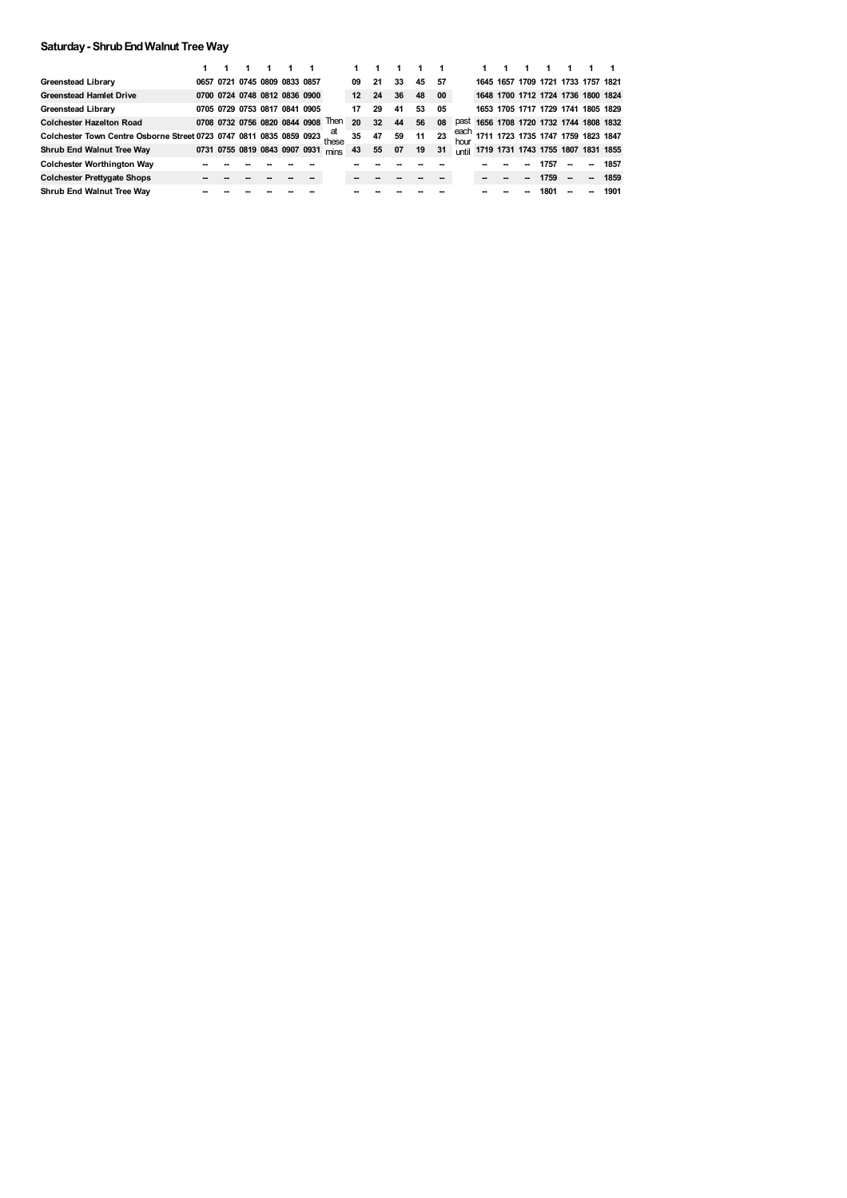## Saturday - Shrub End Walnut Tree Way

| | | | | | | | | | | | | | | | | | | | | | |
|---|---|---|---|---|---|---|---|---|---|---|---|---|---|---|---|---|---|---|---|---|---|
| | 1 | 1 | 1 | 1 | 1 | 1 | | 1 | 1 | 1 | 1 | 1 | | 1 | 1 | 1 | 1 | 1 | 1 | 1 |
| Greenstead Library | 0657 | 0721 | 0745 | 0809 | 0833 | 0857 | | 09 | 21 | 33 | 45 | 57 | | 1645 | 1657 | 1709 | 1721 | 1733 | 1757 | 1821 |
| Greenstead Hamlet Drive | 0700 | 0724 | 0748 | 0812 | 0836 | 0900 | | 12 | 24 | 36 | 48 | 00 | | 1648 | 1700 | 1712 | 1724 | 1736 | 1800 | 1824 |
| Greenstead Library | 0705 | 0729 | 0753 | 0817 | 0841 | 0905 | | 17 | 29 | 41 | 53 | 05 | | 1653 | 1705 | 1717 | 1729 | 1741 | 1805 | 1829 |
| Colchester Hazelton Road | 0708 | 0732 | 0756 | 0820 | 0844 | 0908 | Then | 20 | 32 | 44 | 56 | 08 | past | 1656 | 1708 | 1720 | 1732 | 1744 | 1808 | 1832 |
| Colchester Town Centre Osborne Street | 0723 | 0747 | 0811 | 0835 | 0859 | 0923 | at these | 35 | 47 | 59 | 11 | 23 | each hour | 1711 | 1723 | 1735 | 1747 | 1759 | 1823 | 1847 |
| Shrub End Walnut Tree Way | 0731 | 0755 | 0819 | 0843 | 0907 | 0931 | mins | 43 | 55 | 07 | 19 | 31 | until | 1719 | 1731 | 1743 | 1755 | 1807 | 1831 | 1855 |
| Colchester Worthington Way | -- | -- | -- | -- | -- | -- | | -- | -- | -- | -- | -- | | -- | -- | -- | 1757 | -- | -- | 1857 |
| Colchester Prettygate Shops | -- | -- | -- | -- | -- | -- | | -- | -- | -- | -- | -- | | -- | -- | -- | 1759 | -- | -- | 1859 |
| Shrub End Walnut Tree Way | -- | -- | -- | -- | -- | -- | | -- | -- | -- | -- | -- | | -- | -- | -- | 1801 | -- | -- | 1901 |